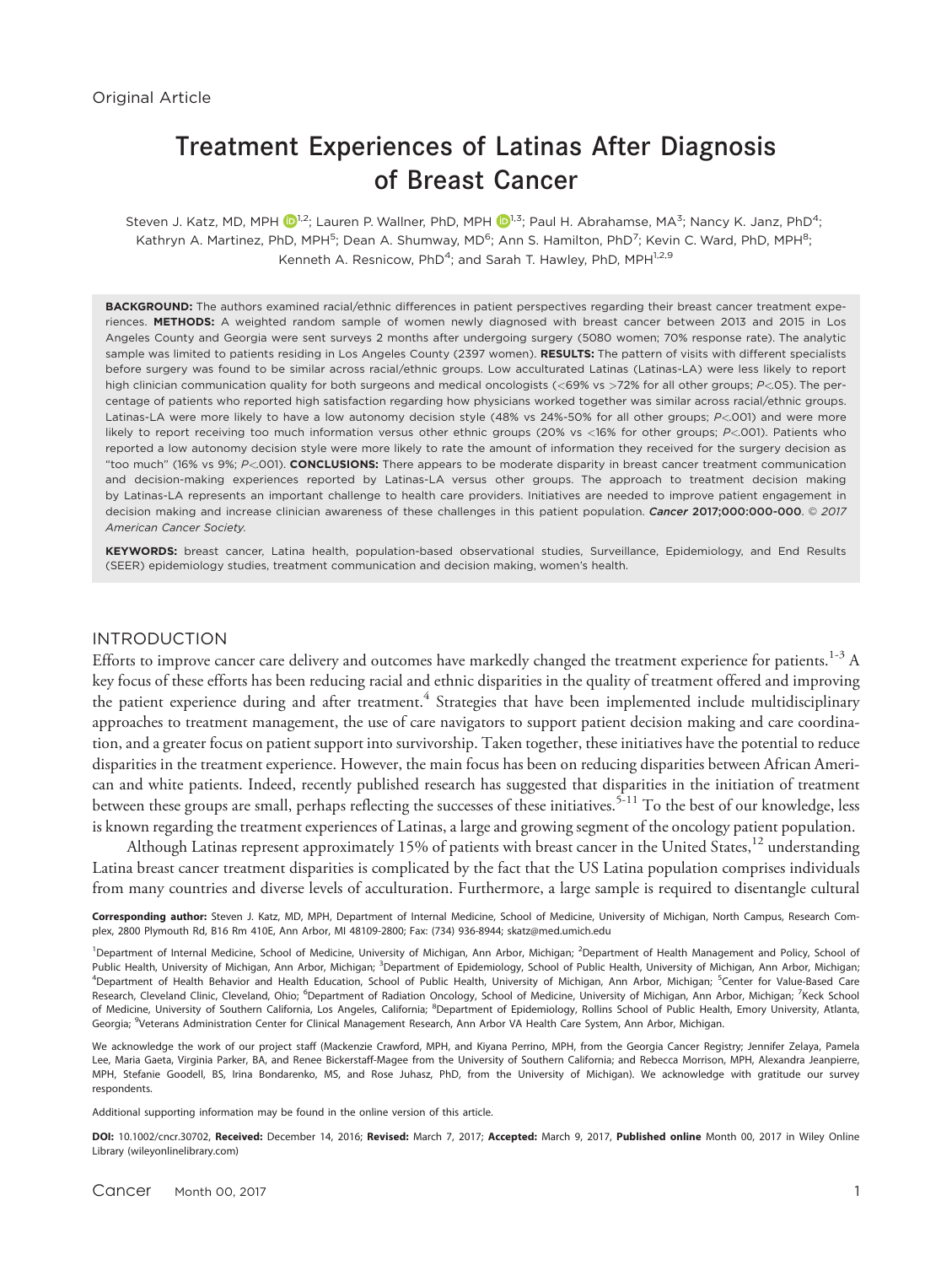Original Article

# Treatment Experiences of Latinas After Diagnosis of Breast Cancer

Steven J. Katz, MD, MPH[1,2]; Lauren P. Wallner, PhD, MPH[1,3]; Paul H. Abrahamse, MA[3]; Nancy K. Janz, PhD[4]; Kathryn A. Martinez, PhD, MPH[5]; Dean A. Shumway, MD[6]; Ann S. Hamilton, PhD[7]; Kevin C. Ward, PhD, MPH[8]; Kenneth A. Resnicow, PhD[4]; and Sarah T. Hawley, PhD, MPH[1,2,9]

**BACKGROUND:** The authors examined racial/ethnic differences in patient perspectives regarding their breast cancer treatment experiences. **METHODS:** A weighted random sample of women newly diagnosed with breast cancer between 2013 and 2015 in Los Angeles County and Georgia were sent surveys 2 months after undergoing surgery (5080 women; 70% response rate). The analytic sample was limited to patients residing in Los Angeles County (2397 women). **RESULTS:** The pattern of visits with different specialists before surgery was found to be similar across racial/ethnic groups. Low acculturated Latinas (Latinas-LA) were less likely to report high clinician communication quality for both surgeons and medical oncologists (<69% vs >72% for all other groups; $P < .05$). The percentage of patients who reported high satisfaction regarding how physicians worked together was similar across racial/ethnic groups. Latinas-LA were more likely to have a low autonomy decision style (48% vs 24%-50% for all other groups; $P < .001$) and were more likely to report receiving too much information versus other ethnic groups (20% vs <16% for other groups; $P < .001$). Patients who reported a low autonomy decision style were more likely to rate the amount of information they received for the surgery decision as "too much" (16% vs 9%; $P < .001$). **CONCLUSIONS:** There appears to be moderate disparity in breast cancer treatment communication and decision-making experiences reported by Latinas-LA versus other groups. The approach to treatment decision making by Latinas-LA represents an important challenge to health care providers. Initiatives are needed to improve patient engagement in decision making and increase clinician awareness of these challenges in this patient population. ***Cancer* 2017;000:000-000**. *© 2017 American Cancer Society.*

**KEYWORDS:** breast cancer, Latina health, population-based observational studies, Surveillance, Epidemiology, and End Results (SEER) epidemiology studies, treatment communication and decision making, women's health.

## INTRODUCTION

Efforts to improve cancer care delivery and outcomes have markedly changed the treatment experience for patients.[1-3] A key focus of these efforts has been reducing racial and ethnic disparities in the quality of treatment offered and improving the patient experience during and after treatment.[4] Strategies that have been implemented include multidisciplinary approaches to treatment management, the use of care navigators to support patient decision making and care coordination, and a greater focus on patient support into survivorship. Taken together, these initiatives have the potential to reduce disparities in the treatment experience. However, the main focus has been on reducing disparities between African American and white patients. Indeed, recently published research has suggested that disparities in the initiation of treatment between these groups are small, perhaps reflecting the successes of these initiatives.[5-11] To the best of our knowledge, less is known regarding the treatment experiences of Latinas, a large and growing segment of the oncology patient population.

Although Latinas represent approximately 15% of patients with breast cancer in the United States,[12] understanding Latina breast cancer treatment disparities is complicated by the fact that the US Latina population comprises individuals from many countries and diverse levels of acculturation. Furthermore, a large sample is required to disentangle cultural

**Corresponding author:** Steven J. Katz, MD, MPH, Department of Internal Medicine, School of Medicine, University of Michigan, North Campus, Research Complex, 2800 Plymouth Rd, B16 Rm 410E, Ann Arbor, MI 48109-2800; Fax: (734) 936-8944; skatz@med.umich.edu

[1]Department of Internal Medicine, School of Medicine, University of Michigan, Ann Arbor, Michigan; [2]Department of Health Management and Policy, School of Public Health, University of Michigan, Ann Arbor, Michigan; [3]Department of Epidemiology, School of Public Health, University of Michigan, Ann Arbor, Michigan; [4]Department of Health Behavior and Health Education, School of Public Health, University of Michigan, Ann Arbor, Michigan; [5]Center for Value-Based Care Research, Cleveland Clinic, Cleveland, Ohio; [6]Department of Radiation Oncology, School of Medicine, University of Michigan, Ann Arbor, Michigan; [7]Keck School of Medicine, University of Southern California, Los Angeles, California; [8]Department of Epidemiology, Rollins School of Public Health, Emory University, Atlanta, Georgia; [9]Veterans Administration Center for Clinical Management Research, Ann Arbor VA Health Care System, Ann Arbor, Michigan.

We acknowledge the work of our project staff (Mackenzie Crawford, MPH, and Kiyana Perrino, MPH, from the Georgia Cancer Registry; Jennifer Zelaya, Pamela Lee, Maria Gaeta, Virginia Parker, BA, and Renee Bickerstaff-Magee from the University of Southern California; and Rebecca Morrison, MPH, Alexandra Jeanpierre, MPH, Stefanie Goodell, BS, Irina Bondarenko, MS, and Rose Juhasz, PhD, from the University of Michigan). We acknowledge with gratitude our survey respondents.

Additional supporting information may be found in the online version of this article.

**DOI:** 10.1002/cncr.30702, **Received:** December 14, 2016; **Revised:** March 7, 2017; **Accepted:** March 9, 2017, **Published online** Month 00, 2017 in Wiley Online Library (wileyonlinelibrary.com)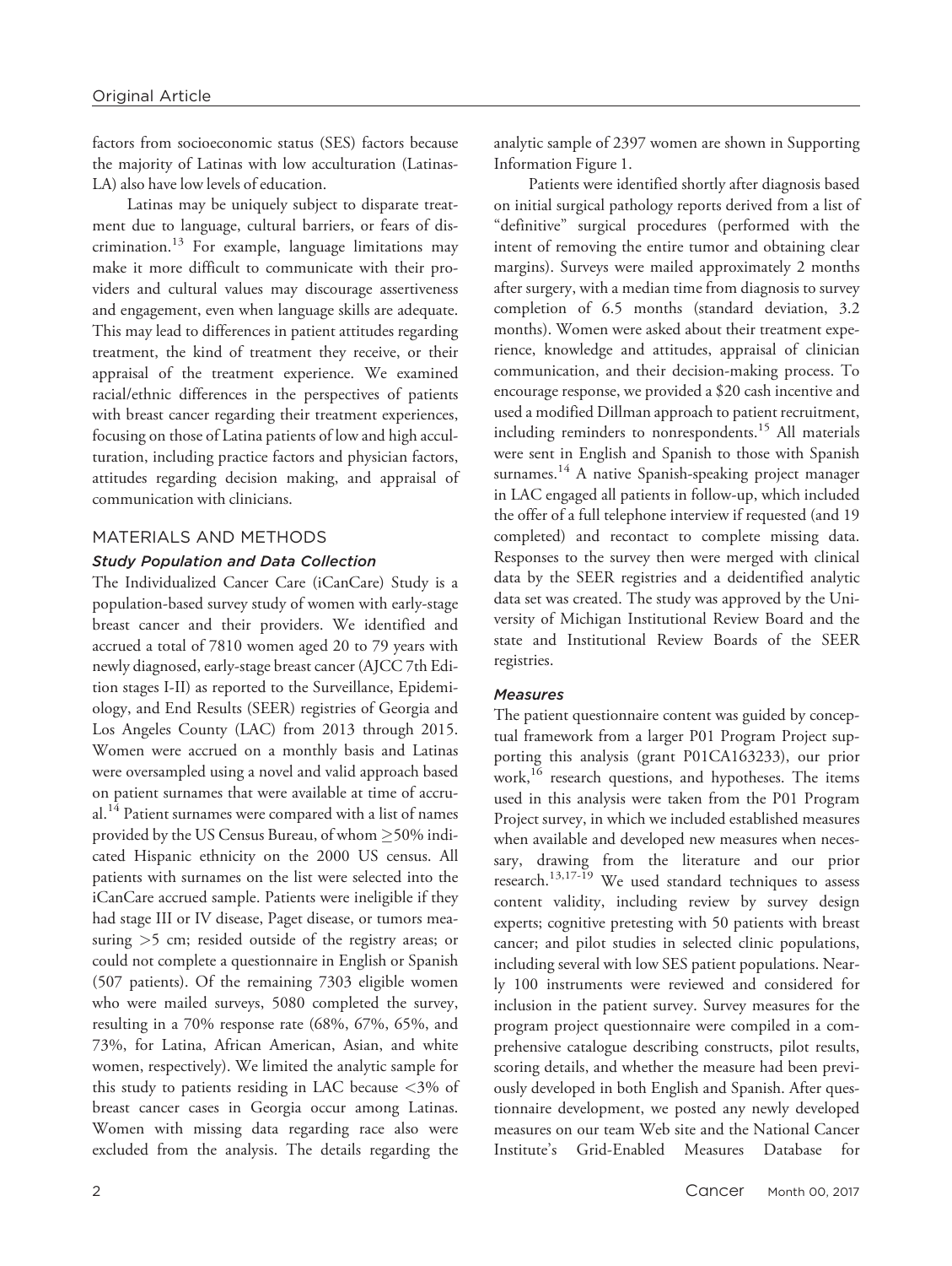factors from socioeconomic status (SES) factors because the majority of Latinas with low acculturation (Latinas-LA) also have low levels of education.

Latinas may be uniquely subject to disparate treatment due to language, cultural barriers, or fears of discrimination.[13] For example, language limitations may make it more difficult to communicate with their providers and cultural values may discourage assertiveness and engagement, even when language skills are adequate. This may lead to differences in patient attitudes regarding treatment, the kind of treatment they receive, or their appraisal of the treatment experience. We examined racial/ethnic differences in the perspectives of patients with breast cancer regarding their treatment experiences, focusing on those of Latina patients of low and high acculturation, including practice factors and physician factors, attitudes regarding decision making, and appraisal of communication with clinicians.

## MATERIALS AND METHODS

### *Study Population and Data Collection*

The Individualized Cancer Care (iCanCare) Study is a population-based survey study of women with early-stage breast cancer and their providers. We identified and accrued a total of 7810 women aged 20 to 79 years with newly diagnosed, early-stage breast cancer (AJCC 7th Edition stages I-II) as reported to the Surveillance, Epidemiology, and End Results (SEER) registries of Georgia and Los Angeles County (LAC) from 2013 through 2015. Women were accrued on a monthly basis and Latinas were oversampled using a novel and valid approach based on patient surnames that were available at time of accrual.[14] Patient surnames were compared with a list of names provided by the US Census Bureau, of whom ≥50% indicated Hispanic ethnicity on the 2000 US census. All patients with surnames on the list were selected into the iCanCare accrued sample. Patients were ineligible if they had stage III or IV disease, Paget disease, or tumors measuring >5 cm; resided outside of the registry areas; or could not complete a questionnaire in English or Spanish (507 patients). Of the remaining 7303 eligible women who were mailed surveys, 5080 completed the survey, resulting in a 70% response rate (68%, 67%, 65%, and 73%, for Latina, African American, Asian, and white women, respectively). We limited the analytic sample for this study to patients residing in LAC because <3% of breast cancer cases in Georgia occur among Latinas. Women with missing data regarding race also were excluded from the analysis. The details regarding the analytic sample of 2397 women are shown in Supporting Information Figure 1.

Patients were identified shortly after diagnosis based on initial surgical pathology reports derived from a list of "definitive" surgical procedures (performed with the intent of removing the entire tumor and obtaining clear margins). Surveys were mailed approximately 2 months after surgery, with a median time from diagnosis to survey completion of 6.5 months (standard deviation, 3.2 months). Women were asked about their treatment experience, knowledge and attitudes, appraisal of clinician communication, and their decision-making process. To encourage response, we provided a $20 cash incentive and used a modified Dillman approach to patient recruitment, including reminders to nonrespondents.[15] All materials were sent in English and Spanish to those with Spanish surnames.[14] A native Spanish-speaking project manager in LAC engaged all patients in follow-up, which included the offer of a full telephone interview if requested (and 19 completed) and recontact to complete missing data. Responses to the survey then were merged with clinical data by the SEER registries and a deidentified analytic data set was created. The study was approved by the University of Michigan Institutional Review Board and the state and Institutional Review Boards of the SEER registries.

### *Measures*

The patient questionnaire content was guided by conceptual framework from a larger P01 Program Project supporting this analysis (grant P01CA163233), our prior work,[16] research questions, and hypotheses. The items used in this analysis were taken from the P01 Program Project survey, in which we included established measures when available and developed new measures when necessary, drawing from the literature and our prior research.[13,17-19] We used standard techniques to assess content validity, including review by survey design experts; cognitive pretesting with 50 patients with breast cancer; and pilot studies in selected clinic populations, including several with low SES patient populations. Nearly 100 instruments were reviewed and considered for inclusion in the patient survey. Survey measures for the program project questionnaire were compiled in a comprehensive catalogue describing constructs, pilot results, scoring details, and whether the measure had been previously developed in both English and Spanish. After questionnaire development, we posted any newly developed measures on our team Web site and the National Cancer Institute's Grid-Enabled Measures Database for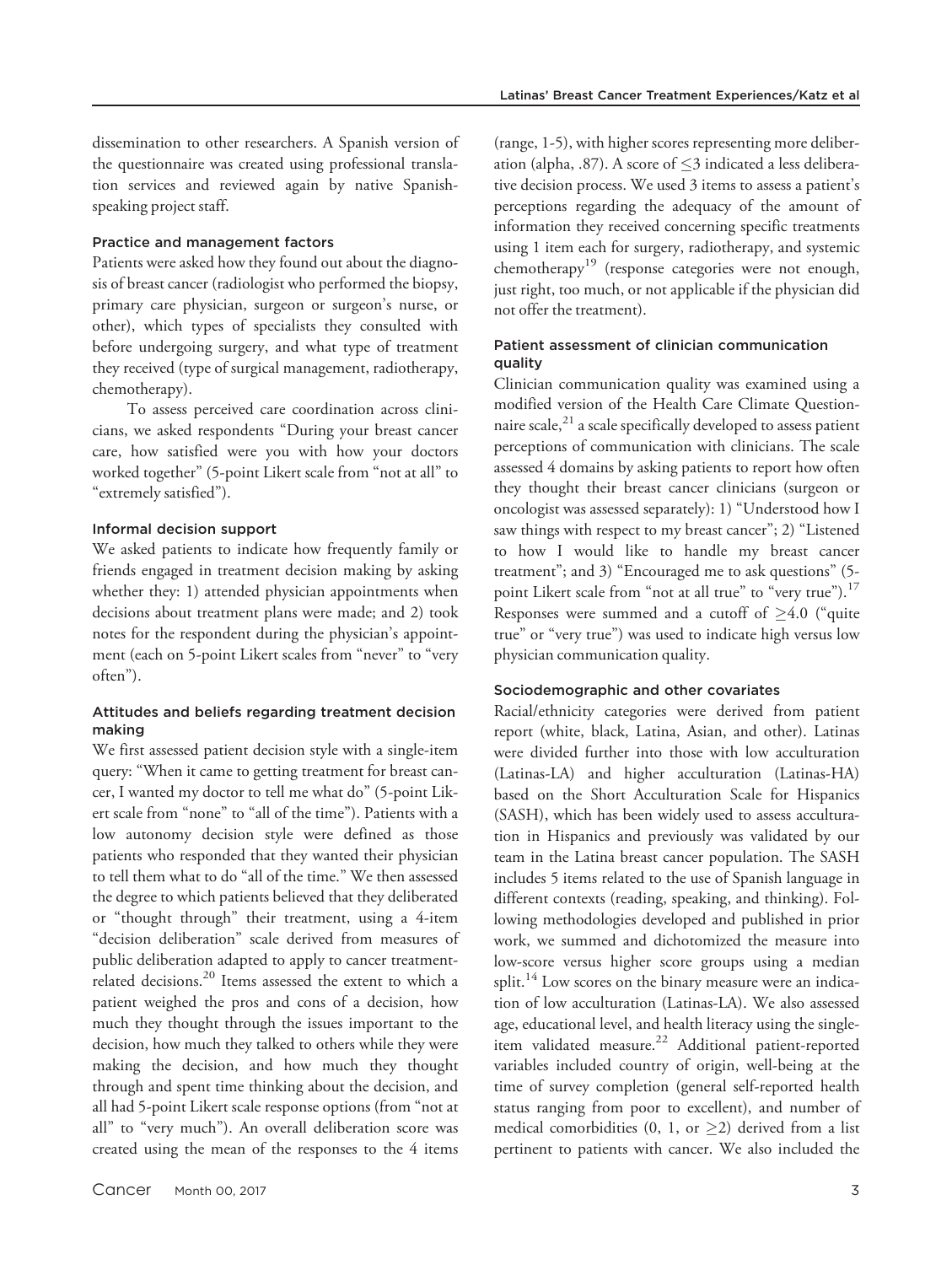dissemination to other researchers. A Spanish version of the questionnaire was created using professional translation services and reviewed again by native Spanish-speaking project staff.

### Practice and management factors

Patients were asked how they found out about the diagnosis of breast cancer (radiologist who performed the biopsy, primary care physician, surgeon or surgeon's nurse, or other), which types of specialists they consulted with before undergoing surgery, and what type of treatment they received (type of surgical management, radiotherapy, chemotherapy).

To assess perceived care coordination across clinicians, we asked respondents "During your breast cancer care, how satisfied were you with how your doctors worked together" (5-point Likert scale from "not at all" to "extremely satisfied").

### Informal decision support

We asked patients to indicate how frequently family or friends engaged in treatment decision making by asking whether they: 1) attended physician appointments when decisions about treatment plans were made; and 2) took notes for the respondent during the physician's appointment (each on 5-point Likert scales from "never" to "very often").

### Attitudes and beliefs regarding treatment decision making

We first assessed patient decision style with a single-item query: "When it came to getting treatment for breast cancer, I wanted my doctor to tell me what do" (5-point Likert scale from "none" to "all of the time"). Patients with a low autonomy decision style were defined as those patients who responded that they wanted their physician to tell them what to do "all of the time." We then assessed the degree to which patients believed that they deliberated or "thought through" their treatment, using a 4-item "decision deliberation" scale derived from measures of public deliberation adapted to apply to cancer treatment-related decisions.[20] Items assessed the extent to which a patient weighed the pros and cons of a decision, how much they thought through the issues important to the decision, how much they talked to others while they were making the decision, and how much they thought through and spent time thinking about the decision, and all had 5-point Likert scale response options (from "not at all" to "very much"). An overall deliberation score was created using the mean of the responses to the 4 items (range, 1-5), with higher scores representing more deliberation (alpha, .87). A score of $\leq$3 indicated a less deliberative decision process. We used 3 items to assess a patient's perceptions regarding the adequacy of the amount of information they received concerning specific treatments using 1 item each for surgery, radiotherapy, and systemic chemotherapy[19] (response categories were not enough, just right, too much, or not applicable if the physician did not offer the treatment).

### Patient assessment of clinician communication quality

Clinician communication quality was examined using a modified version of the Health Care Climate Questionnaire scale,[21] a scale specifically developed to assess patient perceptions of communication with clinicians. The scale assessed 4 domains by asking patients to report how often they thought their breast cancer clinicians (surgeon or oncologist was assessed separately): 1) "Understood how I saw things with respect to my breast cancer"; 2) "Listened to how I would like to handle my breast cancer treatment"; and 3) "Encouraged me to ask questions" (5-point Likert scale from "not at all true" to "very true").[17] Responses were summed and a cutoff of $\geq$4.0 ("quite true" or "very true") was used to indicate high versus low physician communication quality.

### Sociodemographic and other covariates

Racial/ethnicity categories were derived from patient report (white, black, Latina, Asian, and other). Latinas were divided further into those with low acculturation (Latinas-LA) and higher acculturation (Latinas-HA) based on the Short Acculturation Scale for Hispanics (SASH), which has been widely used to assess acculturation in Hispanics and previously was validated by our team in the Latina breast cancer population. The SASH includes 5 items related to the use of Spanish language in different contexts (reading, speaking, and thinking). Following methodologies developed and published in prior work, we summed and dichotomized the measure into low-score versus higher score groups using a median split.[14] Low scores on the binary measure were an indication of low acculturation (Latinas-LA). We also assessed age, educational level, and health literacy using the single-item validated measure.[22] Additional patient-reported variables included country of origin, well-being at the time of survey completion (general self-reported health status ranging from poor to excellent), and number of medical comorbidities (0, 1, or $\geq$2) derived from a list pertinent to patients with cancer. We also included the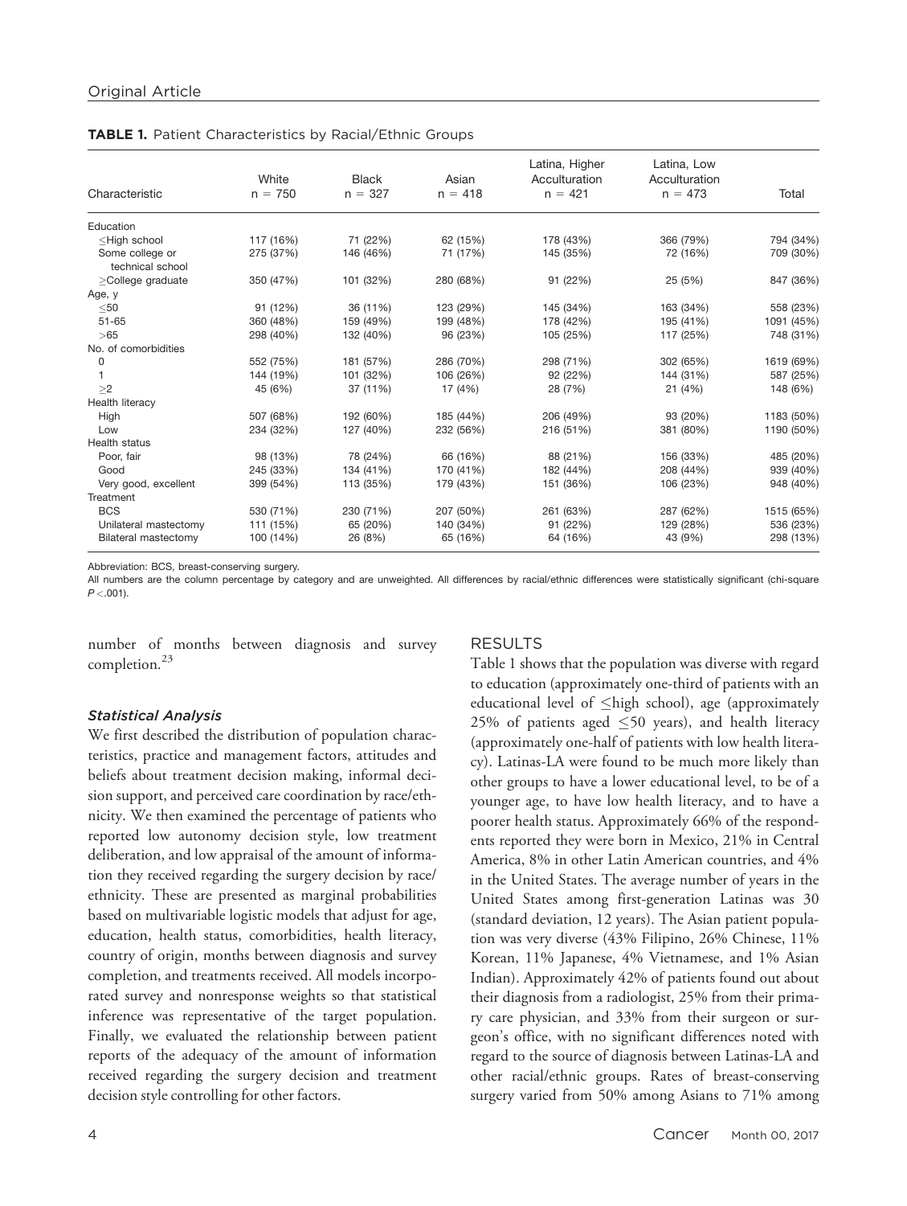**TABLE 1.** Patient Characteristics by Racial/Ethnic Groups

| Characteristic | White n = 750 | Black n = 327 | Asian n = 418 | Latina, Higher Acculturation n = 421 | Latina, Low Acculturation n = 473 | Total |
|---|---|---|---|---|---|---|
| Education | | | | | | |
| ≤High school | 117 (16%) | 71 (22%) | 62 (15%) | 178 (43%) | 366 (79%) | 794 (34%) |
| Some college or technical school | 275 (37%) | 146 (46%) | 71 (17%) | 145 (35%) | 72 (16%) | 709 (30%) |
| ≥College graduate | 350 (47%) | 101 (32%) | 280 (68%) | 91 (22%) | 25 (5%) | 847 (36%) |
| Age, y | | | | | | |
| ≤50 | 91 (12%) | 36 (11%) | 123 (29%) | 145 (34%) | 163 (34%) | 558 (23%) |
| 51-65 | 360 (48%) | 159 (49%) | 199 (48%) | 178 (42%) | 195 (41%) | 1091 (45%) |
| >65 | 298 (40%) | 132 (40%) | 96 (23%) | 105 (25%) | 117 (25%) | 748 (31%) |
| No. of comorbidities | | | | | | |
| 0 | 552 (75%) | 181 (57%) | 286 (70%) | 298 (71%) | 302 (65%) | 1619 (69%) |
| 1 | 144 (19%) | 101 (32%) | 106 (26%) | 92 (22%) | 144 (31%) | 587 (25%) |
| ≥2 | 45 (6%) | 37 (11%) | 17 (4%) | 28 (7%) | 21 (4%) | 148 (6%) |
| Health literacy | | | | | | |
| High | 507 (68%) | 192 (60%) | 185 (44%) | 206 (49%) | 93 (20%) | 1183 (50%) |
| Low | 234 (32%) | 127 (40%) | 232 (56%) | 216 (51%) | 381 (80%) | 1190 (50%) |
| Health status | | | | | | |
| Poor, fair | 98 (13%) | 78 (24%) | 66 (16%) | 88 (21%) | 156 (33%) | 485 (20%) |
| Good | 245 (33%) | 134 (41%) | 170 (41%) | 182 (44%) | 208 (44%) | 939 (40%) |
| Very good, excellent | 399 (54%) | 113 (35%) | 179 (43%) | 151 (36%) | 106 (23%) | 948 (40%) |
| Treatment | | | | | | |
| BCS | 530 (71%) | 230 (71%) | 207 (50%) | 261 (63%) | 287 (62%) | 1515 (65%) |
| Unilateral mastectomy | 111 (15%) | 65 (20%) | 140 (34%) | 91 (22%) | 129 (28%) | 536 (23%) |
| Bilateral mastectomy | 100 (14%) | 26 (8%) | 65 (16%) | 64 (16%) | 43 (9%) | 298 (13%) |

Abbreviation: BCS, breast-conserving surgery.

All numbers are the column percentage by category and are unweighted. All differences by racial/ethnic differences were statistically significant (chi-square $P < .001$).

number of months between diagnosis and survey completion.[23]

### *Statistical Analysis*

We first described the distribution of population characteristics, practice and management factors, attitudes and beliefs about treatment decision making, informal decision support, and perceived care coordination by race/ethnicity. We then examined the percentage of patients who reported low autonomy decision style, low treatment deliberation, and low appraisal of the amount of information they received regarding the surgery decision by race/ethnicity. These are presented as marginal probabilities based on multivariable logistic models that adjust for age, education, health status, comorbidities, health literacy, country of origin, months between diagnosis and survey completion, and treatments received. All models incorporated survey and nonresponse weights so that statistical inference was representative of the target population. Finally, we evaluated the relationship between patient reports of the adequacy of the amount of information received regarding the surgery decision and treatment decision style controlling for other factors.

## RESULTS

Table 1 shows that the population was diverse with regard to education (approximately one-third of patients with an educational level of ≤high school), age (approximately 25% of patients aged ≤50 years), and health literacy (approximately one-half of patients with low health literacy). Latinas-LA were found to be much more likely than other groups to have a lower educational level, to be of a younger age, to have low health literacy, and to have a poorer health status. Approximately 66% of the respondents reported they were born in Mexico, 21% in Central America, 8% in other Latin American countries, and 4% in the United States. The average number of years in the United States among first-generation Latinas was 30 (standard deviation, 12 years). The Asian patient population was very diverse (43% Filipino, 26% Chinese, 11% Korean, 11% Japanese, 4% Vietnamese, and 1% Asian Indian). Approximately 42% of patients found out about their diagnosis from a radiologist, 25% from their primary care physician, and 33% from their surgeon or surgeon's office, with no significant differences noted with regard to the source of diagnosis between Latinas-LA and other racial/ethnic groups. Rates of breast-conserving surgery varied from 50% among Asians to 71% among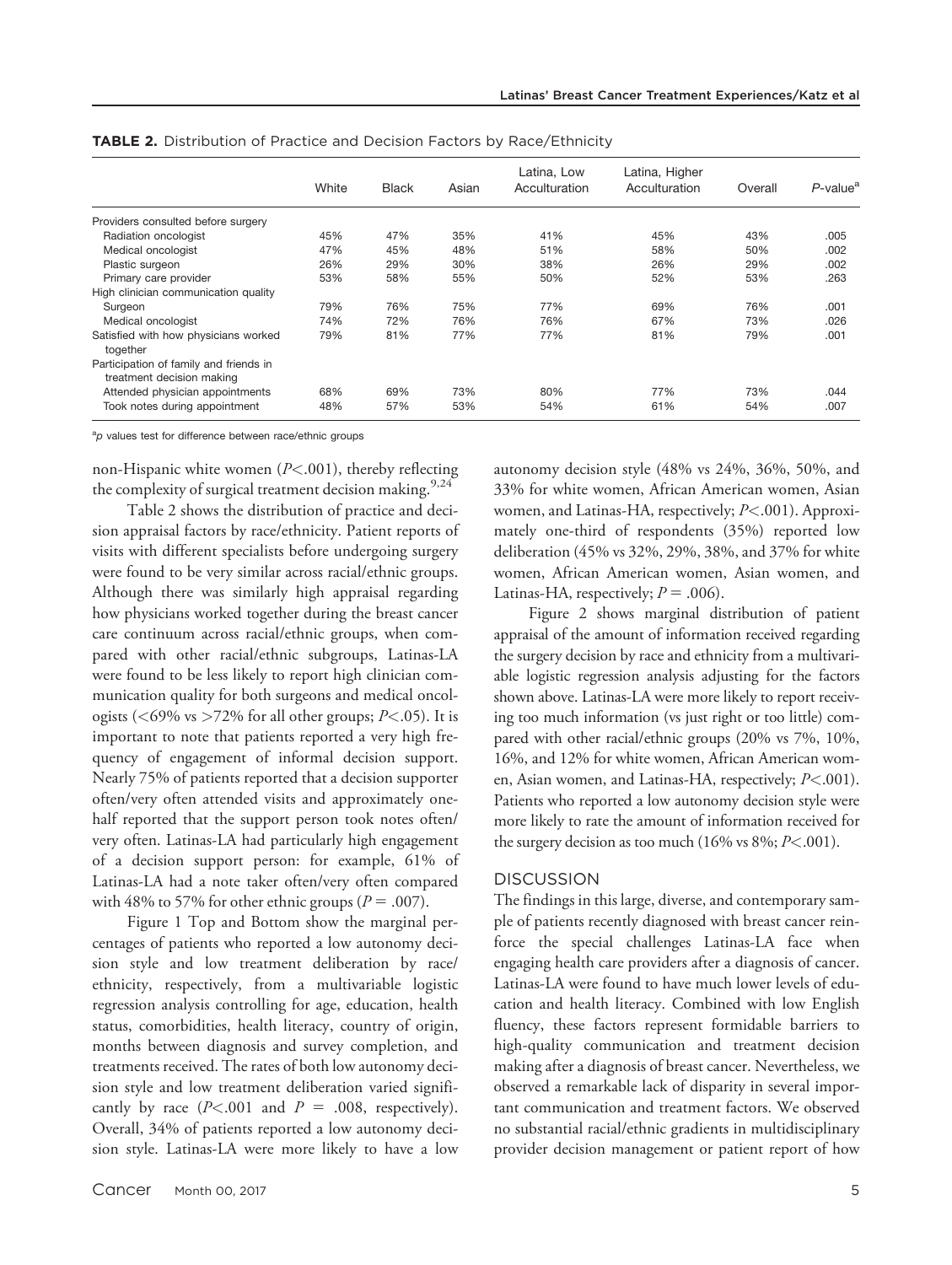**TABLE 2.** Distribution of Practice and Decision Factors by Race/Ethnicity

| | White | Black | Asian | Latina, Low Acculturation | Latina, Higher Acculturation | Overall | $P$-value[a] |
|---|---|---|---|---|---|---|---|
| Providers consulted before surgery | | | | | | | |
| Radiation oncologist | 45% | 47% | 35% | 41% | 45% | 43% | .005 |
| Medical oncologist | 47% | 45% | 48% | 51% | 58% | 50% | .002 |
| Plastic surgeon | 26% | 29% | 30% | 38% | 26% | 29% | .002 |
| Primary care provider | 53% | 58% | 55% | 50% | 52% | 53% | .263 |
| High clinician communication quality | | | | | | | |
| Surgeon | 79% | 76% | 75% | 77% | 69% | 76% | .001 |
| Medical oncologist | 74% | 72% | 76% | 76% | 67% | 73% | .026 |
| Satisfied with how physicians worked together | 79% | 81% | 77% | 77% | 81% | 79% | .001 |
| Participation of family and friends in treatment decision making | | | | | | | |
| Attended physician appointments | 68% | 69% | 73% | 80% | 77% | 73% | .044 |
| Took notes during appointment | 48% | 57% | 53% | 54% | 61% | 54% | .007 |

[a] $p$ values test for difference between race/ethnic groups

non-Hispanic white women ($P<.001$), thereby reflecting the complexity of surgical treatment decision making.[9,24]

Table 2 shows the distribution of practice and decision appraisal factors by race/ethnicity. Patient reports of visits with different specialists before undergoing surgery were found to be very similar across racial/ethnic groups. Although there was similarly high appraisal regarding how physicians worked together during the breast cancer care continuum across racial/ethnic groups, when compared with other racial/ethnic subgroups, Latinas-LA were found to be less likely to report high clinician communication quality for both surgeons and medical oncologists (<69% vs >72% for all other groups; $P<.05$). It is important to note that patients reported a very high frequency of engagement of informal decision support. Nearly 75% of patients reported that a decision supporter often/very often attended visits and approximately one-half reported that the support person took notes often/very often. Latinas-LA had particularly high engagement of a decision support person: for example, 61% of Latinas-LA had a note taker often/very often compared with 48% to 57% for other ethnic groups ($P = .007$).

Figure 1 Top and Bottom show the marginal percentages of patients who reported a low autonomy decision style and low treatment deliberation by race/ethnicity, respectively, from a multivariable logistic regression analysis controlling for age, education, health status, comorbidities, health literacy, country of origin, months between diagnosis and survey completion, and treatments received. The rates of both low autonomy decision style and low treatment deliberation varied significantly by race ($P<.001$ and $P = .008$, respectively). Overall, 34% of patients reported a low autonomy decision style. Latinas-LA were more likely to have a low autonomy decision style (48% vs 24%, 36%, 50%, and 33% for white women, African American women, Asian women, and Latinas-HA, respectively; $P<.001$). Approximately one-third of respondents (35%) reported low deliberation (45% vs 32%, 29%, 38%, and 37% for white women, African American women, Asian women, and Latinas-HA, respectively; $P = .006$).

Figure 2 shows marginal distribution of patient appraisal of the amount of information received regarding the surgery decision by race and ethnicity from a multivariable logistic regression analysis adjusting for the factors shown above. Latinas-LA were more likely to report receiving too much information (vs just right or too little) compared with other racial/ethnic groups (20% vs 7%, 10%, 16%, and 12% for white women, African American women, Asian women, and Latinas-HA, respectively; $P<.001$). Patients who reported a low autonomy decision style were more likely to rate the amount of information received for the surgery decision as too much (16% vs 8%; $P<.001$).

## DISCUSSION

The findings in this large, diverse, and contemporary sample of patients recently diagnosed with breast cancer reinforce the special challenges Latinas-LA face when engaging health care providers after a diagnosis of cancer. Latinas-LA were found to have much lower levels of education and health literacy. Combined with low English fluency, these factors represent formidable barriers to high-quality communication and treatment decision making after a diagnosis of breast cancer. Nevertheless, we observed a remarkable lack of disparity in several important communication and treatment factors. We observed no substantial racial/ethnic gradients in multidisciplinary provider decision management or patient report of how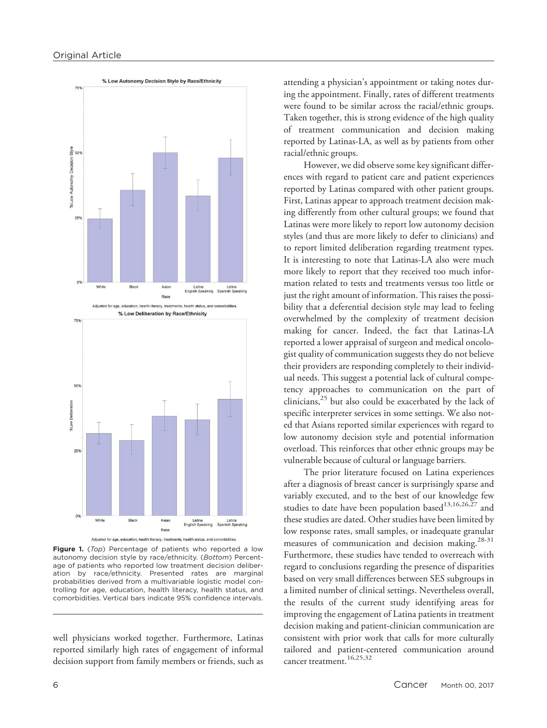**Figure 1.** (*Top*) Percentage of patients who reported a low autonomy decision style by race/ethnicity. (*Bottom*) Percentage of patients who reported low treatment decision deliberation by race/ethnicity. Presented rates are marginal probabilities derived from a multivariable logistic model controlling for age, education, health literacy, health status, and comorbidities. Vertical bars indicate 95% confidence intervals.

well physicians worked together. Furthermore, Latinas reported similarly high rates of engagement of informal decision support from family members or friends, such as attending a physician's appointment or taking notes during the appointment. Finally, rates of different treatments were found to be similar across the racial/ethnic groups. Taken together, this is strong evidence of the high quality of treatment communication and decision making reported by Latinas-LA, as well as by patients from other racial/ethnic groups.

However, we did observe some key significant differences with regard to patient care and patient experiences reported by Latinas compared with other patient groups. First, Latinas appear to approach treatment decision making differently from other cultural groups; we found that Latinas were more likely to report low autonomy decision styles (and thus are more likely to defer to clinicians) and to report limited deliberation regarding treatment types. It is interesting to note that Latinas-LA also were much more likely to report that they received too much information related to tests and treatments versus too little or just the right amount of information. This raises the possibility that a deferential decision style may lead to feeling overwhelmed by the complexity of treatment decision making for cancer. Indeed, the fact that Latinas-LA reported a lower appraisal of surgeon and medical oncologist quality of communication suggests they do not believe their providers are responding completely to their individual needs. This suggest a potential lack of cultural competency approaches to communication on the part of clinicians,[25] but also could be exacerbated by the lack of specific interpreter services in some settings. We also noted that Asians reported similar experiences with regard to low autonomy decision style and potential information overload. This reinforces that other ethnic groups may be vulnerable because of cultural or language barriers.

The prior literature focused on Latina experiences after a diagnosis of breast cancer is surprisingly sparse and variably executed, and to the best of our knowledge few studies to date have been population based[13,16,26,27] and these studies are dated. Other studies have been limited by low response rates, small samples, or inadequate granular measures of communication and decision making.[28-31] Furthermore, these studies have tended to overreach with regard to conclusions regarding the presence of disparities based on very small differences between SES subgroups in a limited number of clinical settings. Nevertheless overall, the results of the current study identifying areas for improving the engagement of Latina patients in treatment decision making and patient-clinician communication are consistent with prior work that calls for more culturally tailored and patient-centered communication around cancer treatment.[16,25,32]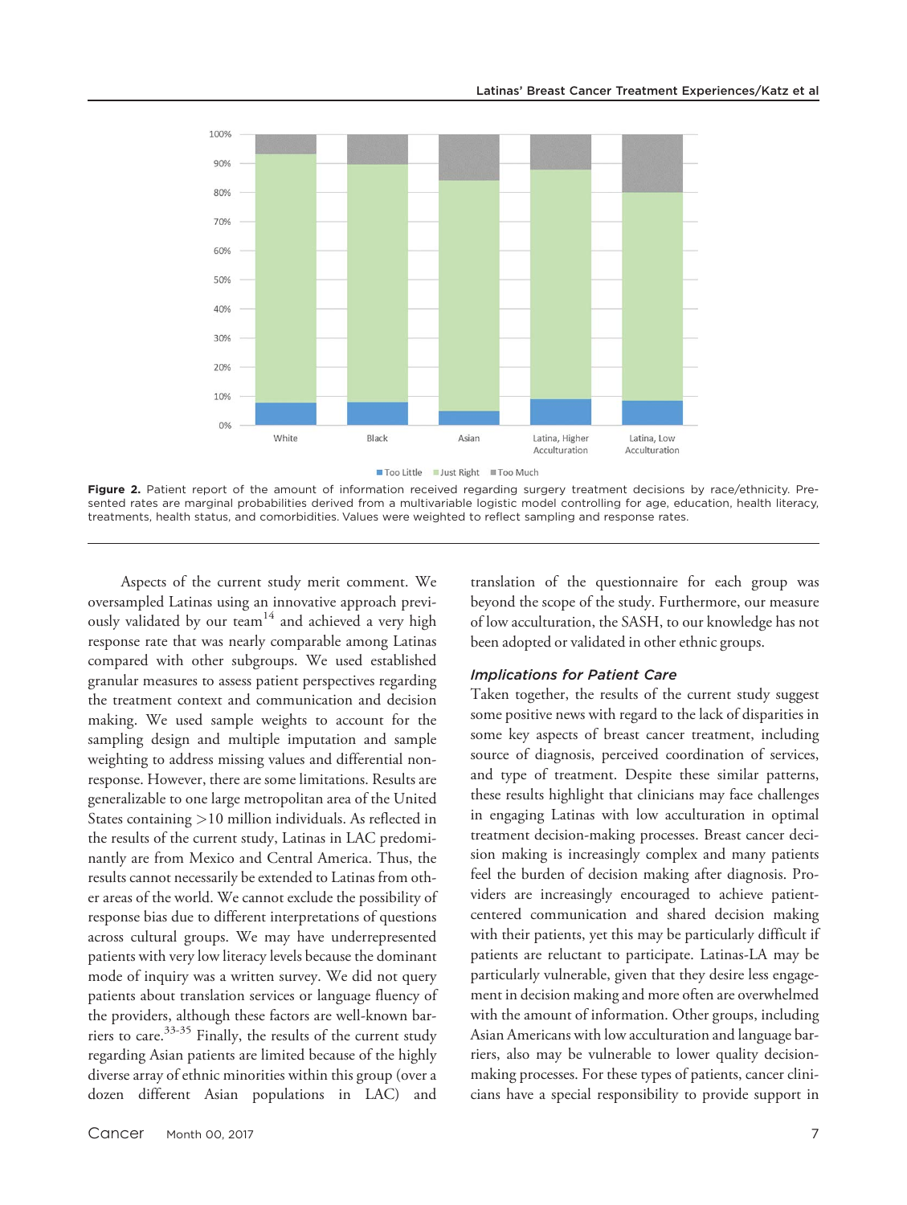**Figure 2.** Patient report of the amount of information received regarding surgery treatment decisions by race/ethnicity. Presented rates are marginal probabilities derived from a multivariable logistic model controlling for age, education, health literacy, treatments, health status, and comorbidities. Values were weighted to reflect sampling and response rates.

Aspects of the current study merit comment. We oversampled Latinas using an innovative approach previously validated by our team[14] and achieved a very high response rate that was nearly comparable among Latinas compared with other subgroups. We used established granular measures to assess patient perspectives regarding the treatment context and communication and decision making. We used sample weights to account for the sampling design and multiple imputation and sample weighting to address missing values and differential nonresponse. However, there are some limitations. Results are generalizable to one large metropolitan area of the United States containing >10 million individuals. As reflected in the results of the current study, Latinas in LAC predominantly are from Mexico and Central America. Thus, the results cannot necessarily be extended to Latinas from other areas of the world. We cannot exclude the possibility of response bias due to different interpretations of questions across cultural groups. We may have underrepresented patients with very low literacy levels because the dominant mode of inquiry was a written survey. We did not query patients about translation services or language fluency of the providers, although these factors are well-known barriers to care.[33-35] Finally, the results of the current study regarding Asian patients are limited because of the highly diverse array of ethnic minorities within this group (over a dozen different Asian populations in LAC) and translation of the questionnaire for each group was beyond the scope of the study. Furthermore, our measure of low acculturation, the SASH, to our knowledge has not been adopted or validated in other ethnic groups.

### *Implications for Patient Care*

Taken together, the results of the current study suggest some positive news with regard to the lack of disparities in some key aspects of breast cancer treatment, including source of diagnosis, perceived coordination of services, and type of treatment. Despite these similar patterns, these results highlight that clinicians may face challenges in engaging Latinas with low acculturation in optimal treatment decision-making processes. Breast cancer decision making is increasingly complex and many patients feel the burden of decision making after diagnosis. Providers are increasingly encouraged to achieve patient-centered communication and shared decision making with their patients, yet this may be particularly difficult if patients are reluctant to participate. Latinas-LA may be particularly vulnerable, given that they desire less engagement in decision making and more often are overwhelmed with the amount of information. Other groups, including Asian Americans with low acculturation and language barriers, also may be vulnerable to lower quality decision-making processes. For these types of patients, cancer clinicians have a special responsibility to provide support in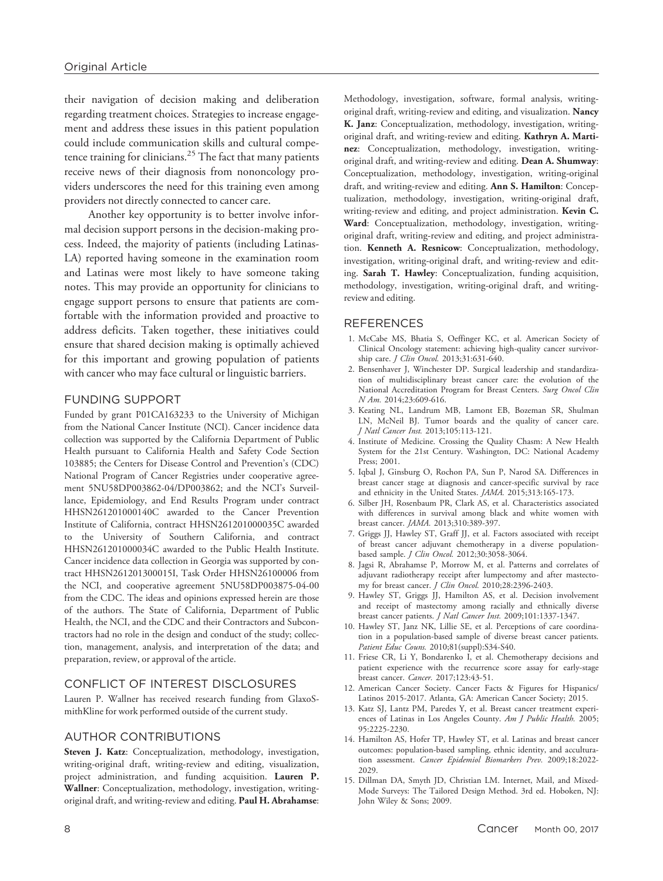their navigation of decision making and deliberation regarding treatment choices. Strategies to increase engagement and address these issues in this patient population could include communication skills and cultural competence training for clinicians.[25] The fact that many patients receive news of their diagnosis from nononcology providers underscores the need for this training even among providers not directly connected to cancer care.

Another key opportunity is to better involve informal decision support persons in the decision-making process. Indeed, the majority of patients (including Latinas-LA) reported having someone in the examination room and Latinas were most likely to have someone taking notes. This may provide an opportunity for clinicians to engage support persons to ensure that patients are comfortable with the information provided and proactive to address deficits. Taken together, these initiatives could ensure that shared decision making is optimally achieved for this important and growing population of patients with cancer who may face cultural or linguistic barriers.

## FUNDING SUPPORT

Funded by grant P01CA163233 to the University of Michigan from the National Cancer Institute (NCI). Cancer incidence data collection was supported by the California Department of Public Health pursuant to California Health and Safety Code Section 103885; the Centers for Disease Control and Prevention's (CDC) National Program of Cancer Registries under cooperative agreement 5NU58DP003862-04/DP003862; and the NCI's Surveillance, Epidemiology, and End Results Program under contract HHSN261201000140C awarded to the Cancer Prevention Institute of California, contract HHSN261201000035C awarded to the University of Southern California, and contract HHSN261201000034C awarded to the Public Health Institute. Cancer incidence data collection in Georgia was supported by contract HHSN261201300015I, Task Order HHSN26100006 from the NCI, and cooperative agreement 5NU58DP003875-04-00 from the CDC. The ideas and opinions expressed herein are those of the authors. The State of California, Department of Public Health, the NCI, and the CDC and their Contractors and Subcontractors had no role in the design and conduct of the study; collection, management, analysis, and interpretation of the data; and preparation, review, or approval of the article.

## CONFLICT OF INTEREST DISCLOSURES

Lauren P. Wallner has received research funding from GlaxoSmithKline for work performed outside of the current study.

## AUTHOR CONTRIBUTIONS

**Steven J. Katz**: Conceptualization, methodology, investigation, writing-original draft, writing-review and editing, visualization, project administration, and funding acquisition. **Lauren P. Wallner**: Conceptualization, methodology, investigation, writing-original draft, and writing-review and editing. **Paul H. Abrahamse**: Methodology, investigation, software, formal analysis, writing-original draft, writing-review and editing, and visualization. **Nancy K. Janz**: Conceptualization, methodology, investigation, writing-original draft, and writing-review and editing. **Kathryn A. Martinez**: Conceptualization, methodology, investigation, writing-original draft, and writing-review and editing. **Dean A. Shumway**: Conceptualization, methodology, investigation, writing-original draft, and writing-review and editing. **Ann S. Hamilton**: Conceptualization, methodology, investigation, writing-original draft, writing-review and editing, and project administration. **Kevin C. Ward**: Conceptualization, methodology, investigation, writing-original draft, writing-review and editing, and project administration. **Kenneth A. Resnicow**: Conceptualization, methodology, investigation, writing-original draft, and writing-review and editing. **Sarah T. Hawley**: Conceptualization, funding acquisition, methodology, investigation, writing-original draft, and writing-review and editing.

## REFERENCES

1. McCabe MS, Bhatia S, Oeffinger KC, et al. American Society of Clinical Oncology statement: achieving high-quality cancer survivorship care. *J Clin Oncol.* 2013;31:631-640.
2. Bensenhaver J, Winchester DP. Surgical leadership and standardization of multidisciplinary breast cancer care: the evolution of the National Accreditation Program for Breast Centers. *Surg Oncol Clin N Am.* 2014;23:609-616.
3. Keating NL, Landrum MB, Lamont EB, Bozeman SR, Shulman LN, McNeil BJ. Tumor boards and the quality of cancer care. *J Natl Cancer Inst.* 2013;105:113-121.
4. Institute of Medicine. Crossing the Quality Chasm: A New Health System for the 21st Century. Washington, DC: National Academy Press; 2001.
5. Iqbal J, Ginsburg O, Rochon PA, Sun P, Narod SA. Differences in breast cancer stage at diagnosis and cancer-specific survival by race and ethnicity in the United States. *JAMA.* 2015;313:165-173.
6. Silber JH, Rosenbaum PR, Clark AS, et al. Characteristics associated with differences in survival among black and white women with breast cancer. *JAMA.* 2013;310:389-397.
7. Griggs JJ, Hawley ST, Graff JJ, et al. Factors associated with receipt of breast cancer adjuvant chemotherapy in a diverse population-based sample. *J Clin Oncol.* 2012;30:3058-3064.
8. Jagsi R, Abrahamse P, Morrow M, et al. Patterns and correlates of adjuvant radiotherapy receipt after lumpectomy and after mastectomy for breast cancer. *J Clin Oncol.* 2010;28:2396-2403.
9. Hawley ST, Griggs JJ, Hamilton AS, et al. Decision involvement and receipt of mastectomy among racially and ethnically diverse breast cancer patients. *J Natl Cancer Inst.* 2009;101:1337-1347.
10. Hawley ST, Janz NK, Lillie SE, et al. Perceptions of care coordination in a population-based sample of diverse breast cancer patients. *Patient Educ Couns.* 2010;81(suppl):S34-S40.
11. Friese CR, Li Y, Bondarenko I, et al. Chemotherapy decisions and patient experience with the recurrence score assay for early-stage breast cancer. *Cancer.* 2017;123:43-51.
12. American Cancer Society. Cancer Facts & Figures for Hispanics/Latinos 2015-2017. Atlanta, GA: American Cancer Society; 2015.
13. Katz SJ, Lantz PM, Paredes Y, et al. Breast cancer treatment experiences of Latinas in Los Angeles County. *Am J Public Health.* 2005;95:2225-2230.
14. Hamilton AS, Hofer TP, Hawley ST, et al. Latinas and breast cancer outcomes: population-based sampling, ethnic identity, and acculturation assessment. *Cancer Epidemiol Biomarkers Prev.* 2009;18:2022-2029.
15. Dillman DA, Smyth JD, Christian LM. Internet, Mail, and Mixed-Mode Surveys: The Tailored Design Method. 3rd ed. Hoboken, NJ: John Wiley & Sons; 2009.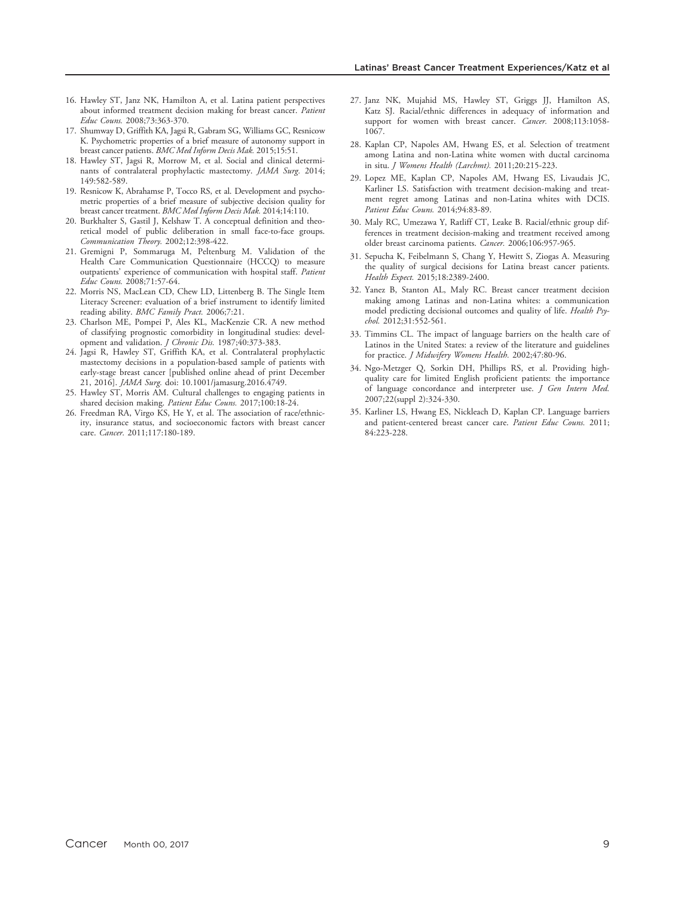16. Hawley ST, Janz NK, Hamilton A, et al. Latina patient perspectives about informed treatment decision making for breast cancer. *Patient Educ Couns.* 2008;73:363-370.
17. Shumway D, Griffith KA, Jagsi R, Gabram SG, Williams GC, Resnicow K. Psychometric properties of a brief measure of autonomy support in breast cancer patients. *BMC Med Inform Decis Mak.* 2015;15:51.
18. Hawley ST, Jagsi R, Morrow M, et al. Social and clinical determinants of contralateral prophylactic mastectomy. *JAMA Surg.* 2014; 149:582-589.
19. Resnicow K, Abrahamse P, Tocco RS, et al. Development and psychometric properties of a brief measure of subjective decision quality for breast cancer treatment. *BMC Med Inform Decis Mak.* 2014;14:110.
20. Burkhalter S, Gastil J, Kelshaw T. A conceptual definition and theoretical model of public deliberation in small face-to-face groups. *Communication Theory.* 2002;12:398-422.
21. Gremigni P, Sommaruga M, Peltenburg M. Validation of the Health Care Communication Questionnaire (HCCQ) to measure outpatients' experience of communication with hospital staff. *Patient Educ Couns.* 2008;71:57-64.
22. Morris NS, MacLean CD, Chew LD, Littenberg B. The Single Item Literacy Screener: evaluation of a brief instrument to identify limited reading ability. *BMC Family Pract.* 2006;7:21.
23. Charlson ME, Pompei P, Ales KL, MacKenzie CR. A new method of classifying prognostic comorbidity in longitudinal studies: development and validation. *J Chronic Dis.* 1987;40:373-383.
24. Jagsi R, Hawley ST, Griffith KA, et al. Contralateral prophylactic mastectomy decisions in a population-based sample of patients with early-stage breast cancer [published online ahead of print December 21, 2016]. *JAMA Surg.* doi: 10.1001/jamasurg.2016.4749.
25. Hawley ST, Morris AM. Cultural challenges to engaging patients in shared decision making. *Patient Educ Couns.* 2017;100:18-24.
26. Freedman RA, Virgo KS, He Y, et al. The association of race/ethnicity, insurance status, and socioeconomic factors with breast cancer care. *Cancer.* 2011;117:180-189.
27. Janz NK, Mujahid MS, Hawley ST, Griggs JJ, Hamilton AS, Katz SJ. Racial/ethnic differences in adequacy of information and support for women with breast cancer. *Cancer.* 2008;113:1058-1067.
28. Kaplan CP, Napoles AM, Hwang ES, et al. Selection of treatment among Latina and non-Latina white women with ductal carcinoma in situ. *J Womens Health (Larchmt).* 2011;20:215-223.
29. Lopez ME, Kaplan CP, Napoles AM, Hwang ES, Livaudais JC, Karliner LS. Satisfaction with treatment decision-making and treatment regret among Latinas and non-Latina whites with DCIS. *Patient Educ Couns.* 2014;94:83-89.
30. Maly RC, Umezawa Y, Ratliff CT, Leake B. Racial/ethnic group differences in treatment decision-making and treatment received among older breast carcinoma patients. *Cancer.* 2006;106:957-965.
31. Sepucha K, Feibelmann S, Chang Y, Hewitt S, Ziogas A. Measuring the quality of surgical decisions for Latina breast cancer patients. *Health Expect.* 2015;18:2389-2400.
32. Yanez B, Stanton AL, Maly RC. Breast cancer treatment decision making among Latinas and non-Latina whites: a communication model predicting decisional outcomes and quality of life. *Health Psychol.* 2012;31:552-561.
33. Timmins CL. The impact of language barriers on the health care of Latinos in the United States: a review of the literature and guidelines for practice. *J Midwifery Womens Health.* 2002;47:80-96.
34. Ngo-Metzger Q, Sorkin DH, Phillips RS, et al. Providing high-quality care for limited English proficient patients: the importance of language concordance and interpreter use. *J Gen Intern Med.* 2007;22(suppl 2):324-330.
35. Karliner LS, Hwang ES, Nickleach D, Kaplan CP. Language barriers and patient-centered breast cancer care. *Patient Educ Couns.* 2011; 84:223-228.